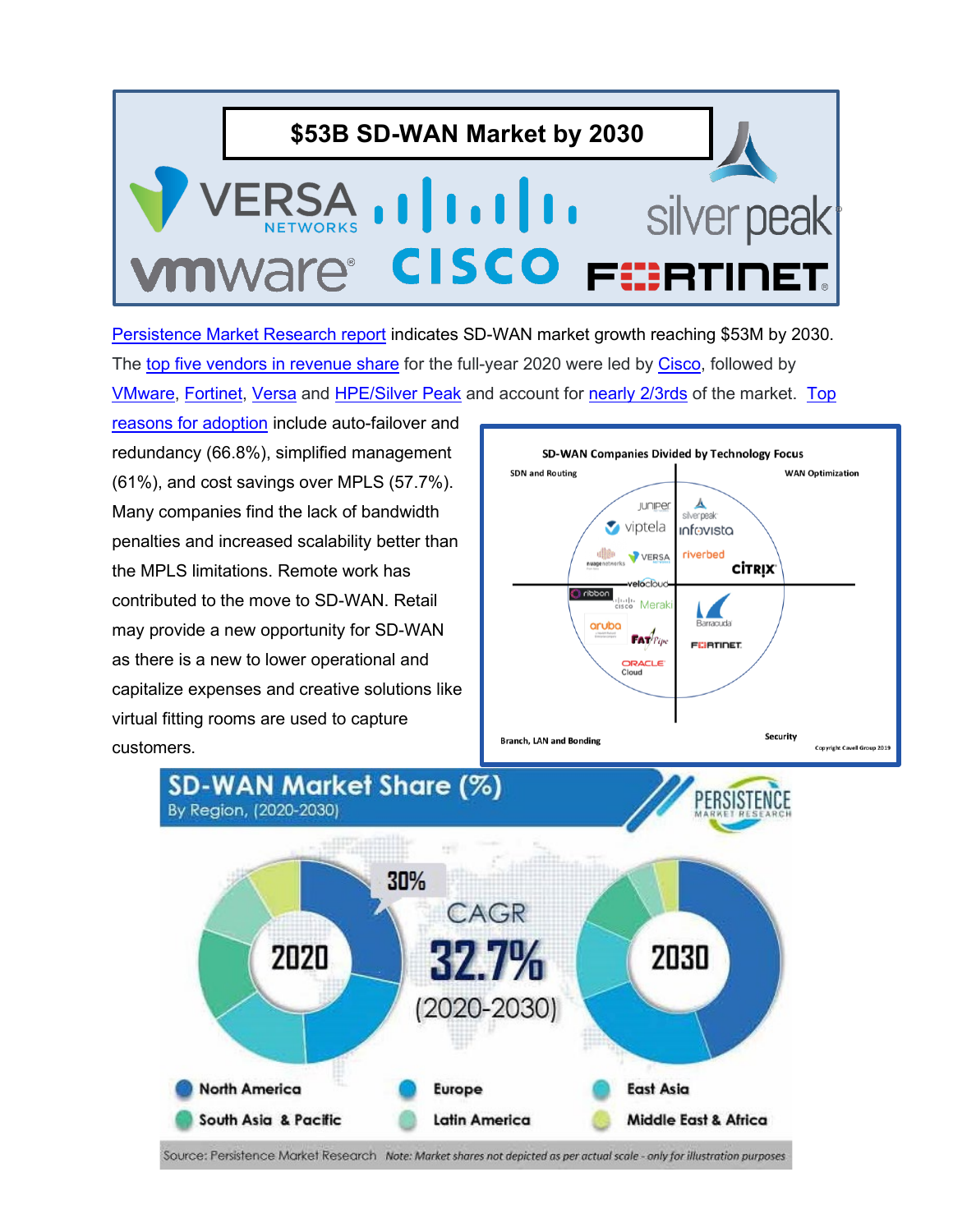**$53B SD-WAN Market by 2030**

VERSA NETWORKS
CISCO
silver peak
vmware
FORTINET

[Persistence Market Research report](#) indicates SD-WAN market growth reaching $53M by 2030. The [top five vendors in revenue share](#) for the full-year 2020 were led by [Cisco](#), followed by [VMware](#), [Fortinet](#), [Versa](#) and [HPE/Silver Peak](#) and account for [nearly 2/3rds](#) of the market. [Top reasons for adoption](#) include auto-failover and redundancy (66.8%), simplified management (61%), and cost savings over MPLS (57.7%). Many companies find the lack of bandwidth penalties and increased scalability better than the MPLS limitations. Remote work has contributed to the move to SD-WAN. Retail may provide a new opportunity for SD-WAN as there is a new to lower operational and capitalize expenses and creative solutions like virtual fitting rooms are used to capture customers.

SD-WAN Companies Divided by Technology Focus

SDN and Routing

WAN Optimization

Branch, LAN and Bonding

Security

juniper
viptela
nuage networks
VERSA
velocloud
silver peak
infovista
riverbed
CITRIX
ribbon
cisco Meraki
aruba
FatPipe
ORACLE Cloud
Barracuda
FORTINET

Copyright Cavell Group 2019

SD-WAN Market Share (%)
By Region, (2020-2030)

PERSISTENCE MARKET RESEARCH

2020

30%

CAGR
32.7%
(2020-2030)

2030

North America
Europe
East Asia
South Asia & Pacific
Latin America
Middle East & Africa

Source: Persistence Market Research *Note: Market shares not depicted as per actual scale - only for illustration purposes*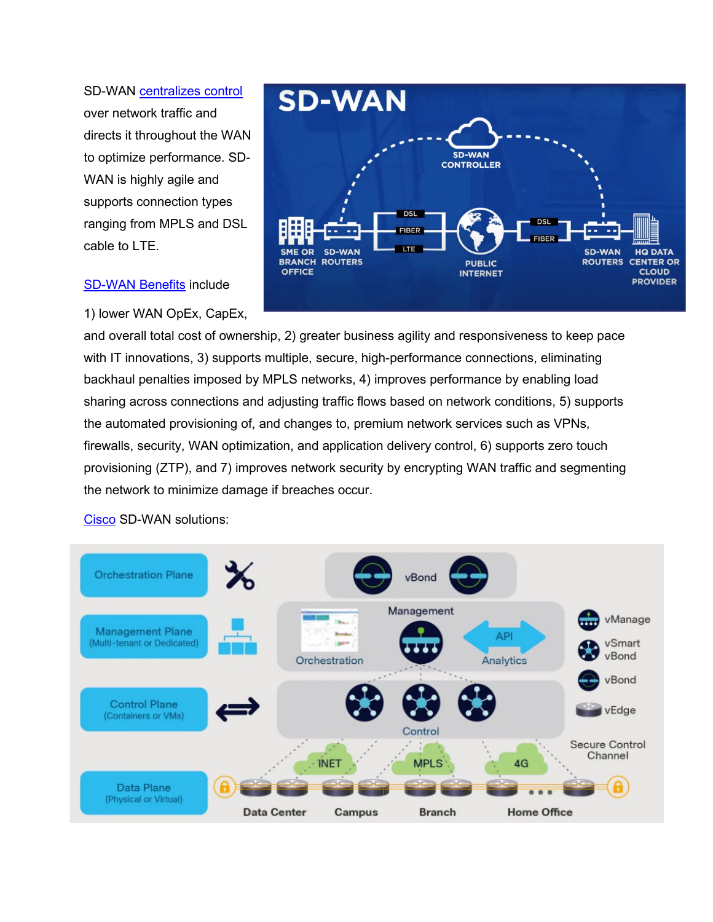SD-WAN [centralizes control](#) over network traffic and directs it throughout the WAN to optimize performance. SD-WAN is highly agile and supports connection types ranging from MPLS and DSL cable to LTE.

SD-WAN
SD-WAN CONTROLLER
DSL
FIBER
LTE
DSL
FIBER
SME OR BRANCH OFFICE
SD-WAN ROUTERS
PUBLIC INTERNET
SD-WAN ROUTERS
HQ DATA CENTER OR CLOUD PROVIDER

[SD-WAN Benefits](#) include

1) lower WAN OpEx, CapEx, and overall total cost of ownership, 2) greater business agility and responsiveness to keep pace with IT innovations, 3) supports multiple, secure, high-performance connections, eliminating backhaul penalties imposed by MPLS networks, 4) improves performance by enabling load sharing across connections and adjusting traffic flows based on network conditions, 5) supports the automated provisioning of, and changes to, premium network services such as VPNs, firewalls, security, WAN optimization, and application delivery control, 6) supports zero touch provisioning (ZTP), and 7) improves network security by encrypting WAN traffic and segmenting the network to minimize damage if breaches occur.

[Cisco](#) SD-WAN solutions:

Orchestration Plane
vBond
Management Plane
(Multi-tenant or Dedicated)
Management
Orchestration
API
Analytics
vManage
vSmart
vBond
vBond
vEdge
Control Plane
(Containers or VMs)
Control
Secure Control Channel
INET
MPLS
4G
Data Plane
(Physical or Virtual)
Data Center
Campus
Branch
Home Office